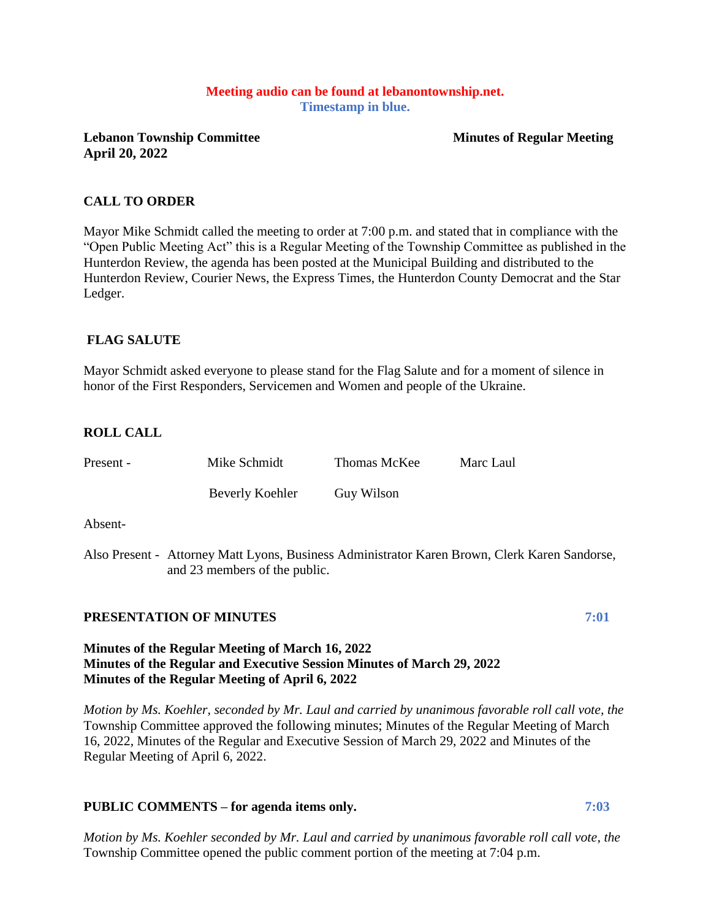**Meeting audio can be found at lebanontownship.net.**
**Timestamp in blue.**

**Lebanon Township Committee** **Minutes of Regular Meeting**
**April 20, 2022**

## CALL TO ORDER

Mayor Mike Schmidt called the meeting to order at 7:00 p.m. and stated that in compliance with the "Open Public Meeting Act" this is a Regular Meeting of the Township Committee as published in the Hunterdon Review, the agenda has been posted at the Municipal Building and distributed to the Hunterdon Review, Courier News, the Express Times, the Hunterdon County Democrat and the Star Ledger.

## FLAG SALUTE

Mayor Schmidt asked everyone to please stand for the Flag Salute and for a moment of silence in honor of the First Responders, Servicemen and Women and people of the Ukraine.

## ROLL CALL

| | | | |
|---|---|---|---|
| Present - | Mike Schmidt | Thomas McKee | Marc Laul |
| | Beverly Koehler | Guy Wilson | |

Absent-

Also Present - Attorney Matt Lyons, Business Administrator Karen Brown, Clerk Karen Sandorse, and 23 members of the public.

## PRESENTATION OF MINUTES **7:01**

**Minutes of the Regular Meeting of March 16, 2022**
**Minutes of the Regular and Executive Session Minutes of March 29, 2022**
**Minutes of the Regular Meeting of April 6, 2022**

*Motion by Ms. Koehler, seconded by Mr. Laul and carried by unanimous favorable roll call vote, the* Township Committee approved the following minutes; Minutes of the Regular Meeting of March 16, 2022, Minutes of the Regular and Executive Session of March 29, 2022 and Minutes of the Regular Meeting of April 6, 2022.

## PUBLIC COMMENTS – for agenda items only. **7:03**

*Motion by Ms. Koehler seconded by Mr. Laul and carried by unanimous favorable roll call vote, the* Township Committee opened the public comment portion of the meeting at 7:04 p.m.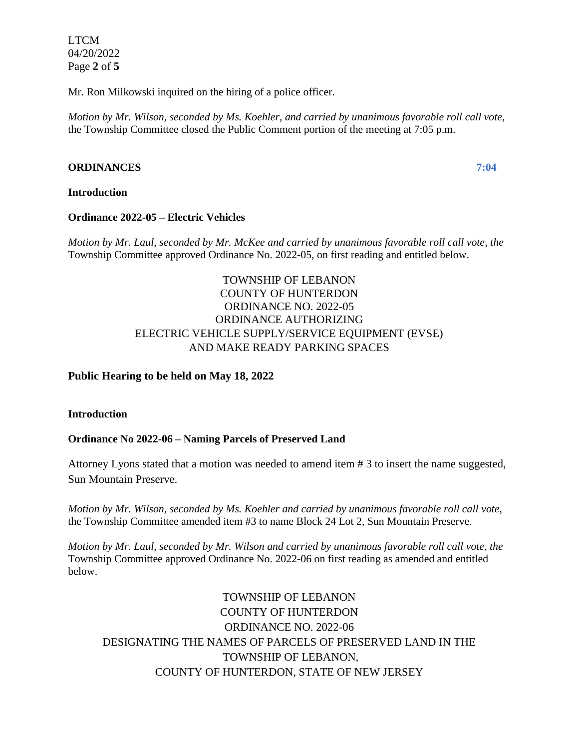Mr. Ron Milkowski inquired on the hiring of a police officer.

*Motion by Mr. Wilson, seconded by Ms. Koehler, and carried by unanimous favorable roll call vote,* the Township Committee closed the Public Comment portion of the meeting at 7:05 p.m.

**ORDINANCES** **7:04**

**Introduction**

**Ordinance 2022-05 – Electric Vehicles**

*Motion by Mr. Laul, seconded by Mr. McKee and carried by unanimous favorable roll call vote, the* Township Committee approved Ordinance No. 2022-05, on first reading and entitled below.

TOWNSHIP OF LEBANON
COUNTY OF HUNTERDON
ORDINANCE NO. 2022-05
ORDINANCE AUTHORIZING
ELECTRIC VEHICLE SUPPLY/SERVICE EQUIPMENT (EVSE)
AND MAKE READY PARKING SPACES

**Public Hearing to be held on May 18, 2022**

**Introduction**

**Ordinance No 2022-06 – Naming Parcels of Preserved Land**

Attorney Lyons stated that a motion was needed to amend item # 3 to insert the name suggested, Sun Mountain Preserve.

*Motion by Mr. Wilson, seconded by Ms. Koehler and carried by unanimous favorable roll call vote,* the Township Committee amended item #3 to name Block 24 Lot 2, Sun Mountain Preserve.

*Motion by Mr. Laul, seconded by Mr. Wilson and carried by unanimous favorable roll call vote, the* Township Committee approved Ordinance No. 2022-06 on first reading as amended and entitled below.

TOWNSHIP OF LEBANON
COUNTY OF HUNTERDON
ORDINANCE NO. 2022-06
DESIGNATING THE NAMES OF PARCELS OF PRESERVED LAND IN THE
TOWNSHIP OF LEBANON,
COUNTY OF HUNTERDON, STATE OF NEW JERSEY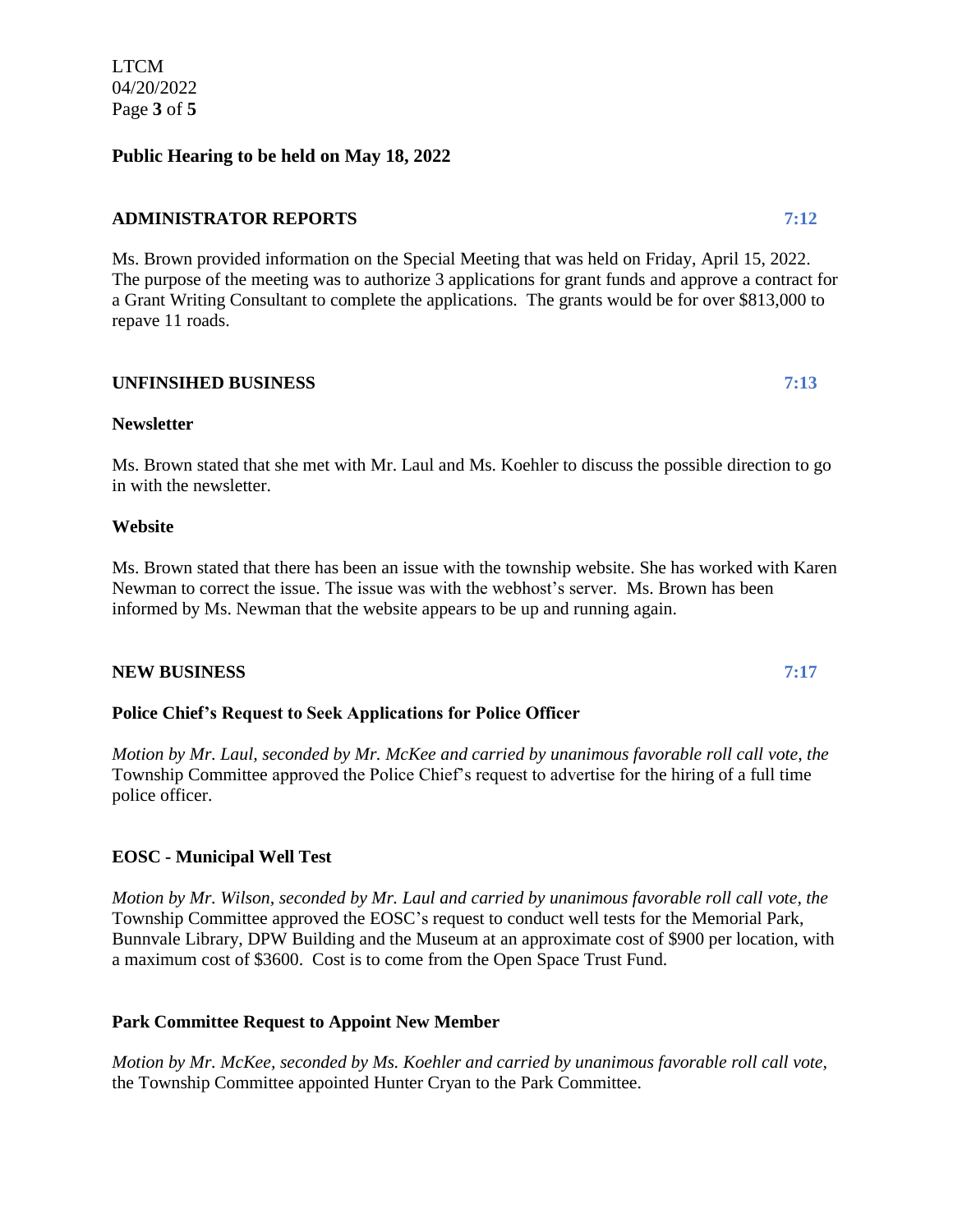**Public Hearing to be held on May 18, 2022**

**ADMINISTRATOR REPORTS** 7:12

Ms. Brown provided information on the Special Meeting that was held on Friday, April 15, 2022. The purpose of the meeting was to authorize 3 applications for grant funds and approve a contract for a Grant Writing Consultant to complete the applications. The grants would be for over $813,000 to repave 11 roads.

**UNFINSIHED BUSINESS** 7:13

**Newsletter**

Ms. Brown stated that she met with Mr. Laul and Ms. Koehler to discuss the possible direction to go in with the newsletter.

**Website**

Ms. Brown stated that there has been an issue with the township website. She has worked with Karen Newman to correct the issue. The issue was with the webhost's server. Ms. Brown has been informed by Ms. Newman that the website appears to be up and running again.

**NEW BUSINESS** 7:17

**Police Chief's Request to Seek Applications for Police Officer**

*Motion by Mr. Laul, seconded by Mr. McKee and carried by unanimous favorable roll call vote, the* Township Committee approved the Police Chief's request to advertise for the hiring of a full time police officer.

**EOSC - Municipal Well Test**

*Motion by Mr. Wilson, seconded by Mr. Laul and carried by unanimous favorable roll call vote, the* Township Committee approved the EOSC's request to conduct well tests for the Memorial Park, Bunnvale Library, DPW Building and the Museum at an approximate cost of $900 per location, with a maximum cost of $3600. Cost is to come from the Open Space Trust Fund.

**Park Committee Request to Appoint New Member**

*Motion by Mr. McKee, seconded by Ms. Koehler and carried by unanimous favorable roll call vote,* the Township Committee appointed Hunter Cryan to the Park Committee.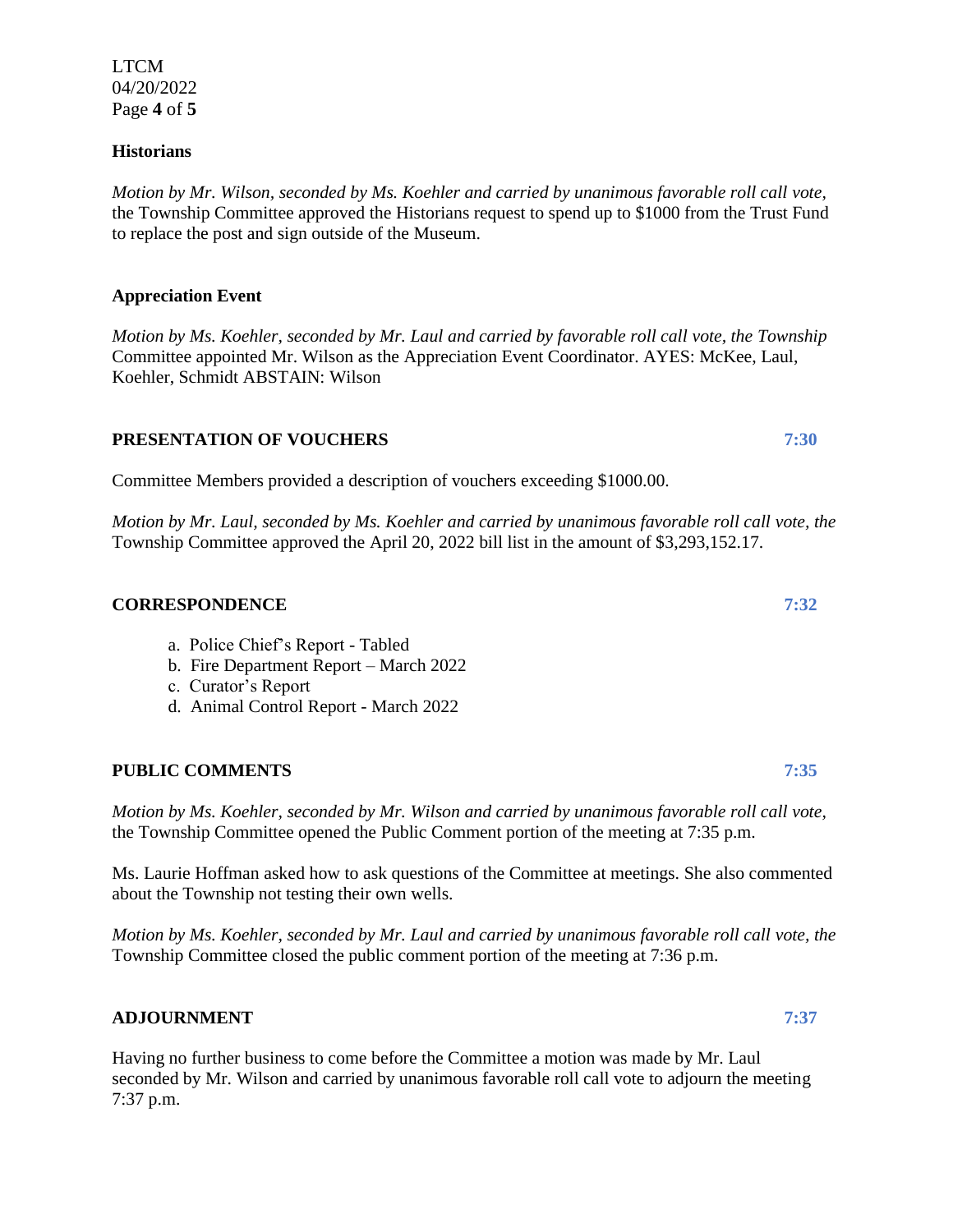### Historians

*Motion by Mr. Wilson, seconded by Ms. Koehler and carried by unanimous favorable roll call vote,* the Township Committee approved the Historians request to spend up to $1000 from the Trust Fund to replace the post and sign outside of the Museum.

### Appreciation Event

*Motion by Ms. Koehler, seconded by Mr. Laul and carried by favorable roll call vote, the Township* Committee appointed Mr. Wilson as the Appreciation Event Coordinator. AYES: McKee, Laul, Koehler, Schmidt ABSTAIN: Wilson

## PRESENTATION OF VOUCHERS — 7:30

Committee Members provided a description of vouchers exceeding $1000.00.

*Motion by Mr. Laul, seconded by Ms. Koehler and carried by unanimous favorable roll call vote, the* Township Committee approved the April 20, 2022 bill list in the amount of $3,293,152.17.

## CORRESPONDENCE — 7:32

a. Police Chief's Report - Tabled
b. Fire Department Report – March 2022
c. Curator's Report
d. Animal Control Report - March 2022

## PUBLIC COMMENTS — 7:35

*Motion by Ms. Koehler, seconded by Mr. Wilson and carried by unanimous favorable roll call vote,* the Township Committee opened the Public Comment portion of the meeting at 7:35 p.m.

Ms. Laurie Hoffman asked how to ask questions of the Committee at meetings. She also commented about the Township not testing their own wells.

*Motion by Ms. Koehler, seconded by Mr. Laul and carried by unanimous favorable roll call vote, the* Township Committee closed the public comment portion of the meeting at 7:36 p.m.

## ADJOURNMENT — 7:37

Having no further business to come before the Committee a motion was made by Mr. Laul seconded by Mr. Wilson and carried by unanimous favorable roll call vote to adjourn the meeting 7:37 p.m.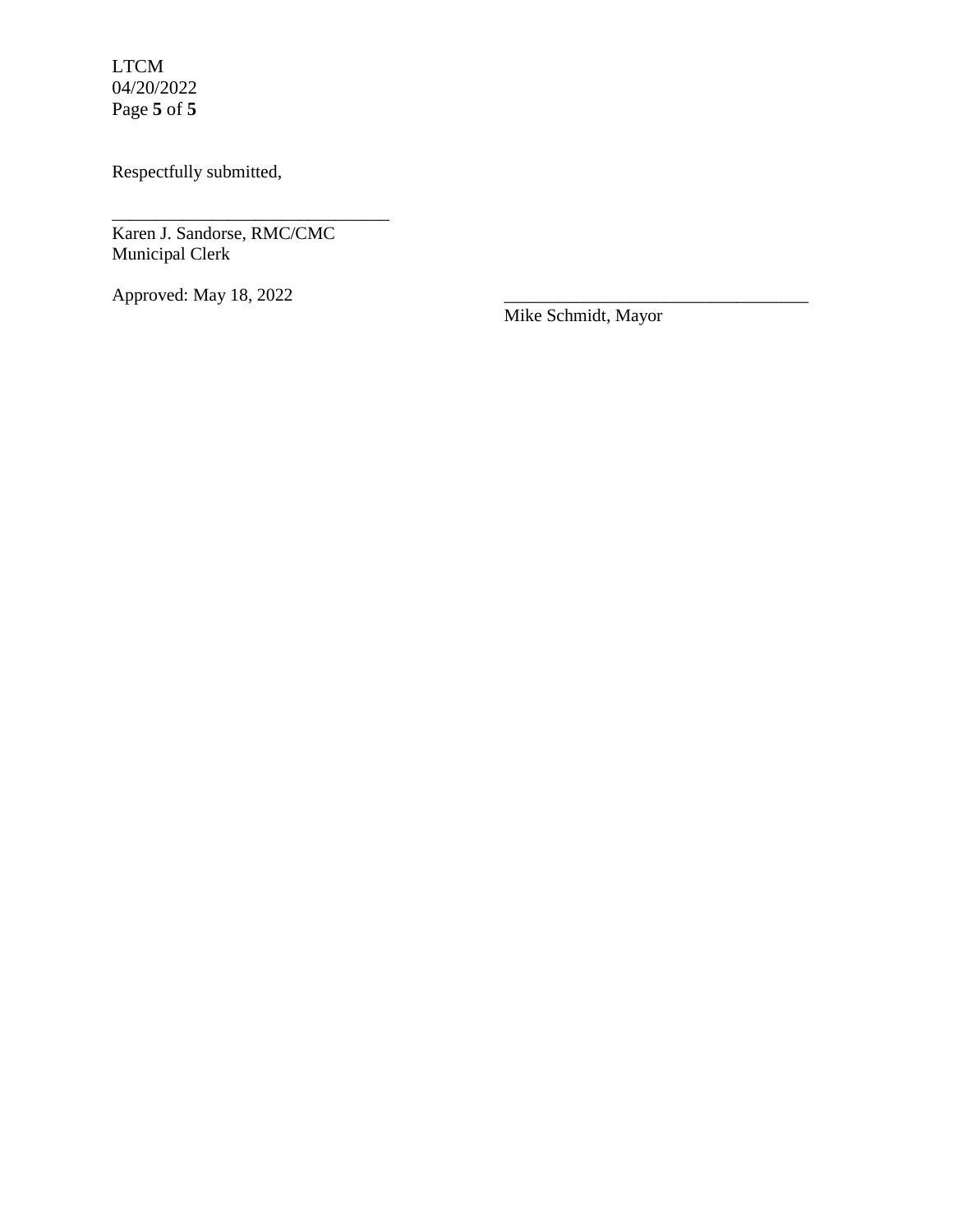Respectfully submitted,

\_\_\_\_\_\_\_\_\_\_\_\_\_\_\_\_\_\_\_\_\_\_\_\_\_\_\_\_\_\_\_\_
Karen J. Sandorse, RMC/CMC
Municipal Clerk

Approved: May 18, 2022

\_\_\_\_\_\_\_\_\_\_\_\_\_\_\_\_\_\_\_\_\_\_\_\_\_\_\_\_\_\_\_\_\_\_\_
Mike Schmidt, Mayor